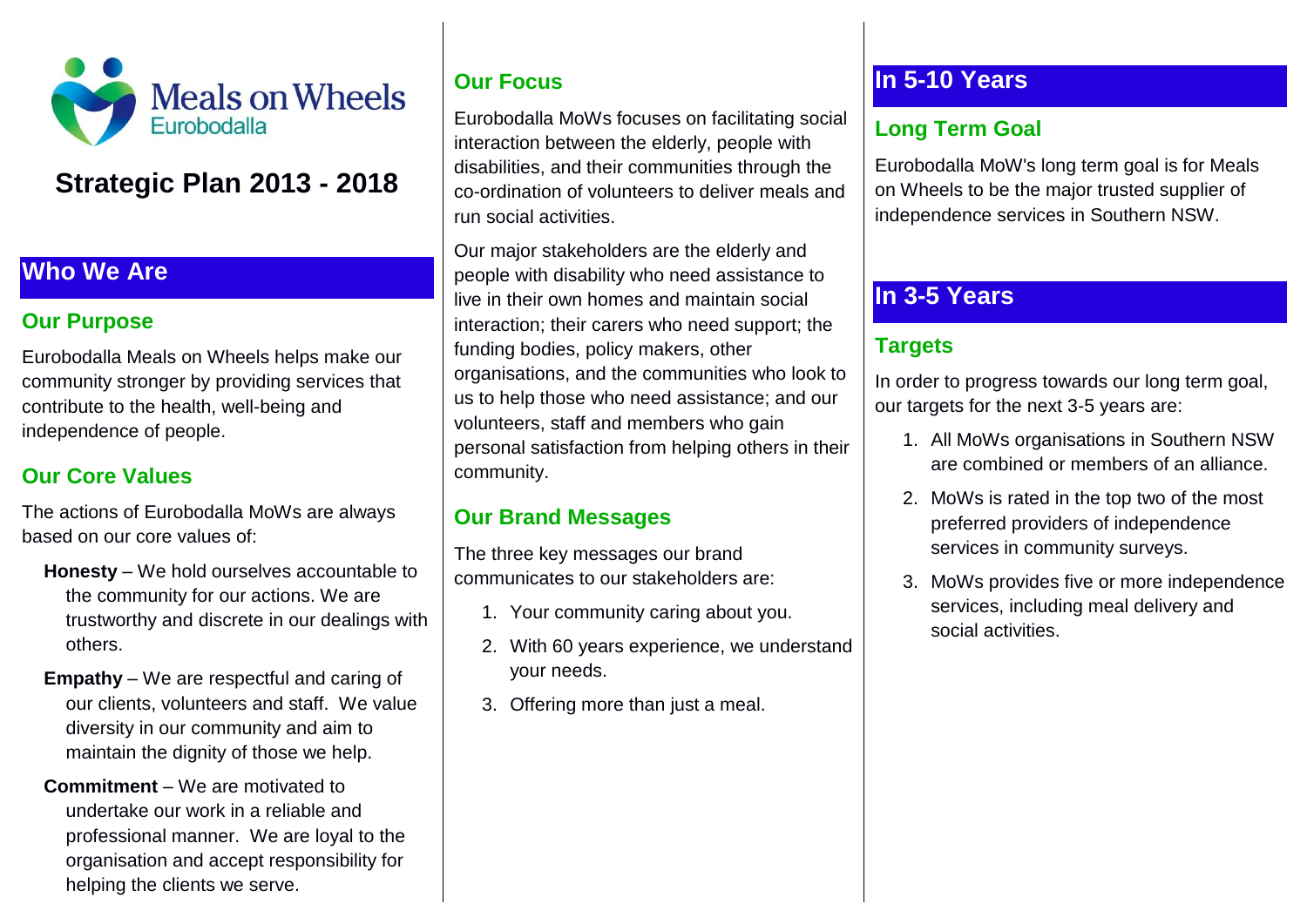Meals on Wheels
Eurobodalla

# Strategic Plan 2013 - 2018

## Who We Are

### Our Purpose

Eurobodalla Meals on Wheels helps make our community stronger by providing services that contribute to the health, well-being and independence of people.

### Our Core Values

The actions of Eurobodalla MoWs are always based on our core values of:

**Honesty** – We hold ourselves accountable to the community for our actions. We are trustworthy and discrete in our dealings with others.

**Empathy** – We are respectful and caring of our clients, volunteers and staff. We value diversity in our community and aim to maintain the dignity of those we help.

**Commitment** – We are motivated to undertake our work in a reliable and professional manner. We are loyal to the organisation and accept responsibility for helping the clients we serve.

### Our Focus

Eurobodalla MoWs focuses on facilitating social interaction between the elderly, people with disabilities, and their communities through the co-ordination of volunteers to deliver meals and run social activities.

Our major stakeholders are the elderly and people with disability who need assistance to live in their own homes and maintain social interaction; their carers who need support; the funding bodies, policy makers, other organisations, and the communities who look to us to help those who need assistance; and our volunteers, staff and members who gain personal satisfaction from helping others in their community.

### Our Brand Messages

The three key messages our brand communicates to our stakeholders are:

1. Your community caring about you.
2. With 60 years experience, we understand your needs.
3. Offering more than just a meal.

## In 5-10 Years

### Long Term Goal

Eurobodalla MoW's long term goal is for Meals on Wheels to be the major trusted supplier of independence services in Southern NSW.

## In 3-5 Years

### Targets

In order to progress towards our long term goal, our targets for the next 3-5 years are:

1. All MoWs organisations in Southern NSW are combined or members of an alliance.
2. MoWs is rated in the top two of the most preferred providers of independence services in community surveys.
3. MoWs provides five or more independence services, including meal delivery and social activities.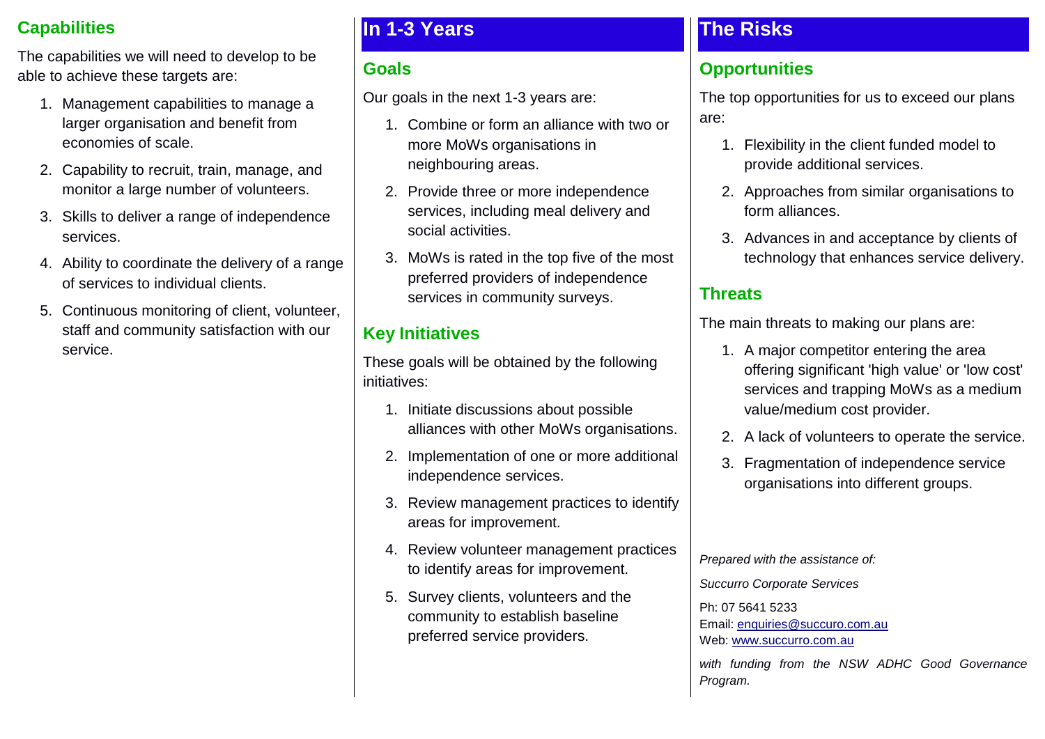## Capabilities

The capabilities we will need to develop to be able to achieve these targets are:

1. Management capabilities to manage a larger organisation and benefit from economies of scale.
2. Capability to recruit, train, manage, and monitor a large number of volunteers.
3. Skills to deliver a range of independence services.
4. Ability to coordinate the delivery of a range of services to individual clients.
5. Continuous monitoring of client, volunteer, staff and community satisfaction with our service.

# In 1-3 Years

## Goals

Our goals in the next 1-3 years are:

1. Combine or form an alliance with two or more MoWs organisations in neighbouring areas.
2. Provide three or more independence services, including meal delivery and social activities.
3. MoWs is rated in the top five of the most preferred providers of independence services in community surveys.

## Key Initiatives

These goals will be obtained by the following initiatives:

1. Initiate discussions about possible alliances with other MoWs organisations.
2. Implementation of one or more additional independence services.
3. Review management practices to identify areas for improvement.
4. Review volunteer management practices to identify areas for improvement.
5. Survey clients, volunteers and the community to establish baseline preferred service providers.

# The Risks

## Opportunities

The top opportunities for us to exceed our plans are:

1. Flexibility in the client funded model to provide additional services.
2. Approaches from similar organisations to form alliances.
3. Advances in and acceptance by clients of technology that enhances service delivery.

## Threats

The main threats to making our plans are:

1. A major competitor entering the area offering significant 'high value' or 'low cost' services and trapping MoWs as a medium value/medium cost provider.
2. A lack of volunteers to operate the service.
3. Fragmentation of independence service organisations into different groups.

*Prepared with the assistance of:*

*Succurro Corporate Services*

Ph: 07 5641 5233
Email: enquiries@succuro.com.au
Web: www.succurro.com.au

*with funding from the NSW ADHC Good Governance Program.*